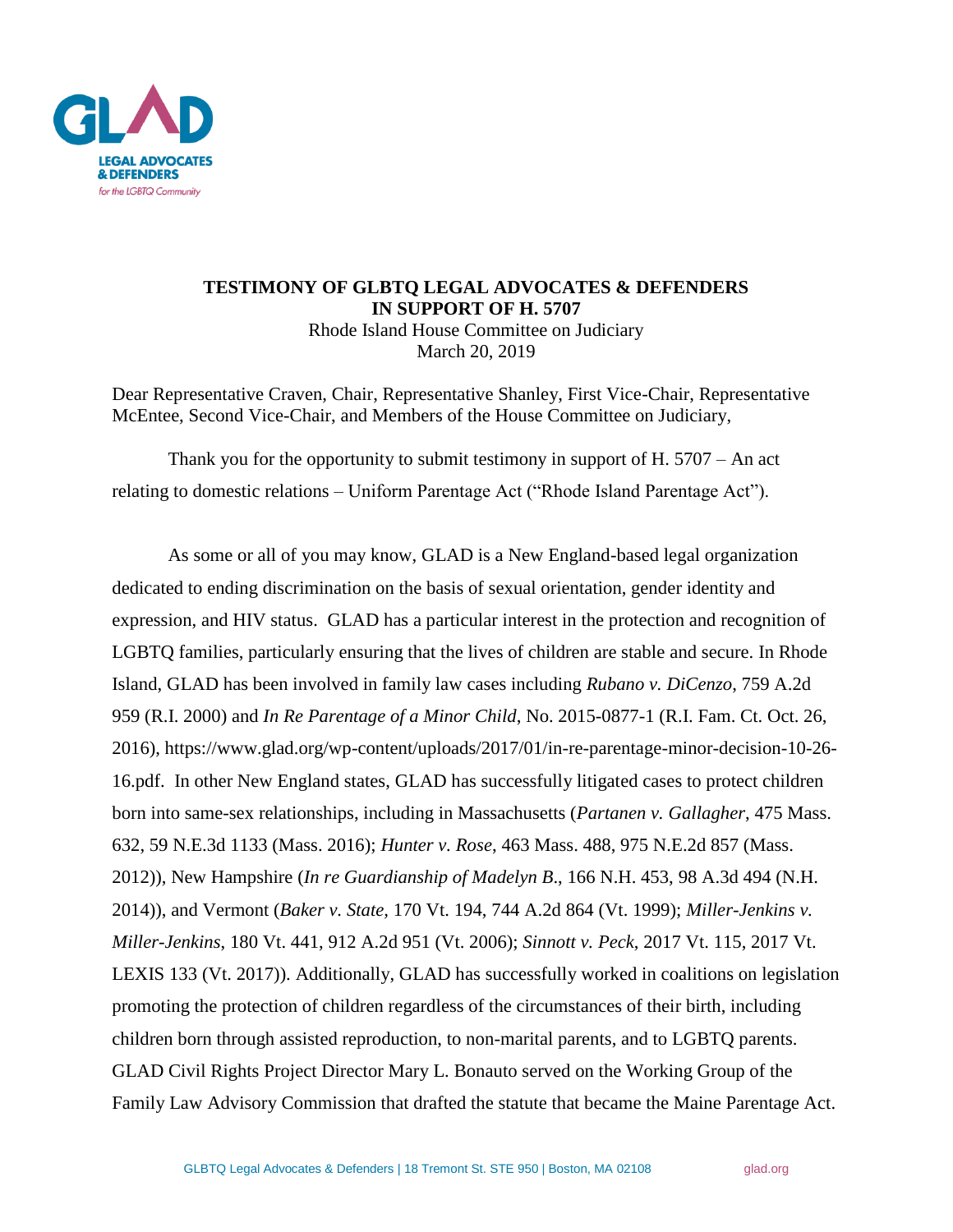GLAD

LEGAL ADVOCATES & DEFENDERS

*for the LGBTQ Community*

**TESTIMONY OF GLBTQ LEGAL ADVOCATES & DEFENDERS IN SUPPORT OF H. 5707**

Rhode Island House Committee on Judiciary
March 20, 2019

Dear Representative Craven, Chair, Representative Shanley, First Vice-Chair, Representative McEntee, Second Vice-Chair, and Members of the House Committee on Judiciary,

Thank you for the opportunity to submit testimony in support of H. 5707 – An act relating to domestic relations – Uniform Parentage Act ("Rhode Island Parentage Act").

As some or all of you may know, GLAD is a New England-based legal organization dedicated to ending discrimination on the basis of sexual orientation, gender identity and expression, and HIV status. GLAD has a particular interest in the protection and recognition of LGBTQ families, particularly ensuring that the lives of children are stable and secure. In Rhode Island, GLAD has been involved in family law cases including *Rubano v. DiCenzo*, 759 A.2d 959 (R.I. 2000) and *In Re Parentage of a Minor Child*, No. 2015-0877-1 (R.I. Fam. Ct. Oct. 26, 2016), https://www.glad.org/wp-content/uploads/2017/01/in-re-parentage-minor-decision-10-26-16.pdf. In other New England states, GLAD has successfully litigated cases to protect children born into same-sex relationships, including in Massachusetts (*Partanen v. Gallagher*, 475 Mass. 632, 59 N.E.3d 1133 (Mass. 2016); *Hunter v. Rose*, 463 Mass. 488, 975 N.E.2d 857 (Mass. 2012)), New Hampshire (*In re Guardianship of Madelyn B*., 166 N.H. 453, 98 A.3d 494 (N.H. 2014)), and Vermont (*Baker v. State*, 170 Vt. 194, 744 A.2d 864 (Vt. 1999); *Miller-Jenkins v. Miller-Jenkins*, 180 Vt. 441, 912 A.2d 951 (Vt. 2006); *Sinnott v. Peck*, 2017 Vt. 115, 2017 Vt. LEXIS 133 (Vt. 2017)). Additionally, GLAD has successfully worked in coalitions on legislation promoting the protection of children regardless of the circumstances of their birth, including children born through assisted reproduction, to non-marital parents, and to LGBTQ parents. GLAD Civil Rights Project Director Mary L. Bonauto served on the Working Group of the Family Law Advisory Commission that drafted the statute that became the Maine Parentage Act.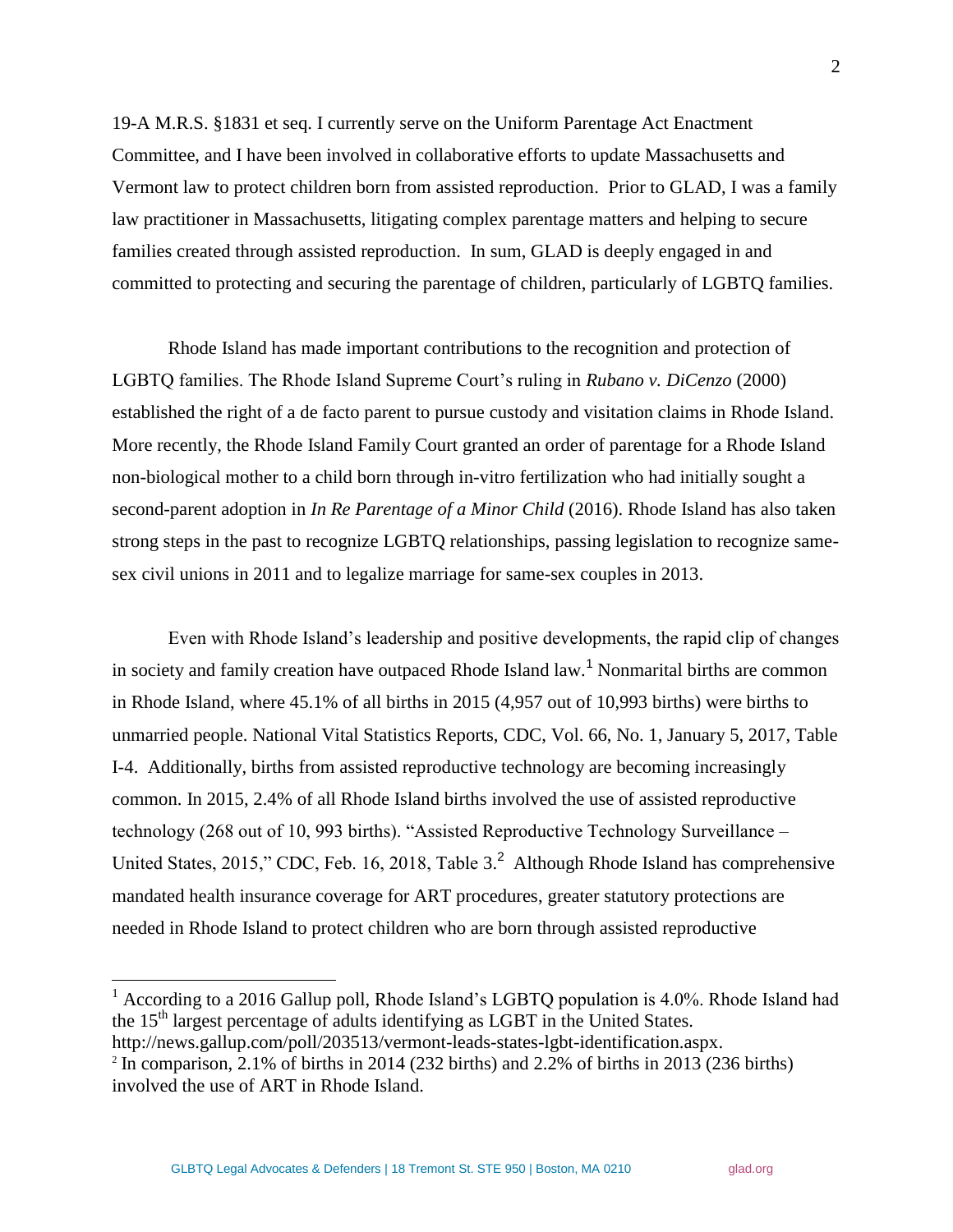19-A M.R.S. §1831 et seq. I currently serve on the Uniform Parentage Act Enactment Committee, and I have been involved in collaborative efforts to update Massachusetts and Vermont law to protect children born from assisted reproduction. Prior to GLAD, I was a family law practitioner in Massachusetts, litigating complex parentage matters and helping to secure families created through assisted reproduction. In sum, GLAD is deeply engaged in and committed to protecting and securing the parentage of children, particularly of LGBTQ families.

Rhode Island has made important contributions to the recognition and protection of LGBTQ families. The Rhode Island Supreme Court's ruling in *Rubano v. DiCenzo* (2000) established the right of a de facto parent to pursue custody and visitation claims in Rhode Island. More recently, the Rhode Island Family Court granted an order of parentage for a Rhode Island non-biological mother to a child born through in-vitro fertilization who had initially sought a second-parent adoption in *In Re Parentage of a Minor Child* (2016). Rhode Island has also taken strong steps in the past to recognize LGBTQ relationships, passing legislation to recognize same-sex civil unions in 2011 and to legalize marriage for same-sex couples in 2013.

Even with Rhode Island's leadership and positive developments, the rapid clip of changes in society and family creation have outpaced Rhode Island law.[1] Nonmarital births are common in Rhode Island, where 45.1% of all births in 2015 (4,957 out of 10,993 births) were births to unmarried people. National Vital Statistics Reports, CDC, Vol. 66, No. 1, January 5, 2017, Table I-4. Additionally, births from assisted reproductive technology are becoming increasingly common. In 2015, 2.4% of all Rhode Island births involved the use of assisted reproductive technology (268 out of 10, 993 births). "Assisted Reproductive Technology Surveillance – United States, 2015," CDC, Feb. 16, 2018, Table 3.[2] Although Rhode Island has comprehensive mandated health insurance coverage for ART procedures, greater statutory protections are needed in Rhode Island to protect children who are born through assisted reproductive

---

[1] According to a 2016 Gallup poll, Rhode Island's LGBTQ population is 4.0%. Rhode Island had the 15th largest percentage of adults identifying as LGBT in the United States. http://news.gallup.com/poll/203513/vermont-leads-states-lgbt-identification.aspx.

[2] In comparison, 2.1% of births in 2014 (232 births) and 2.2% of births in 2013 (236 births) involved the use of ART in Rhode Island.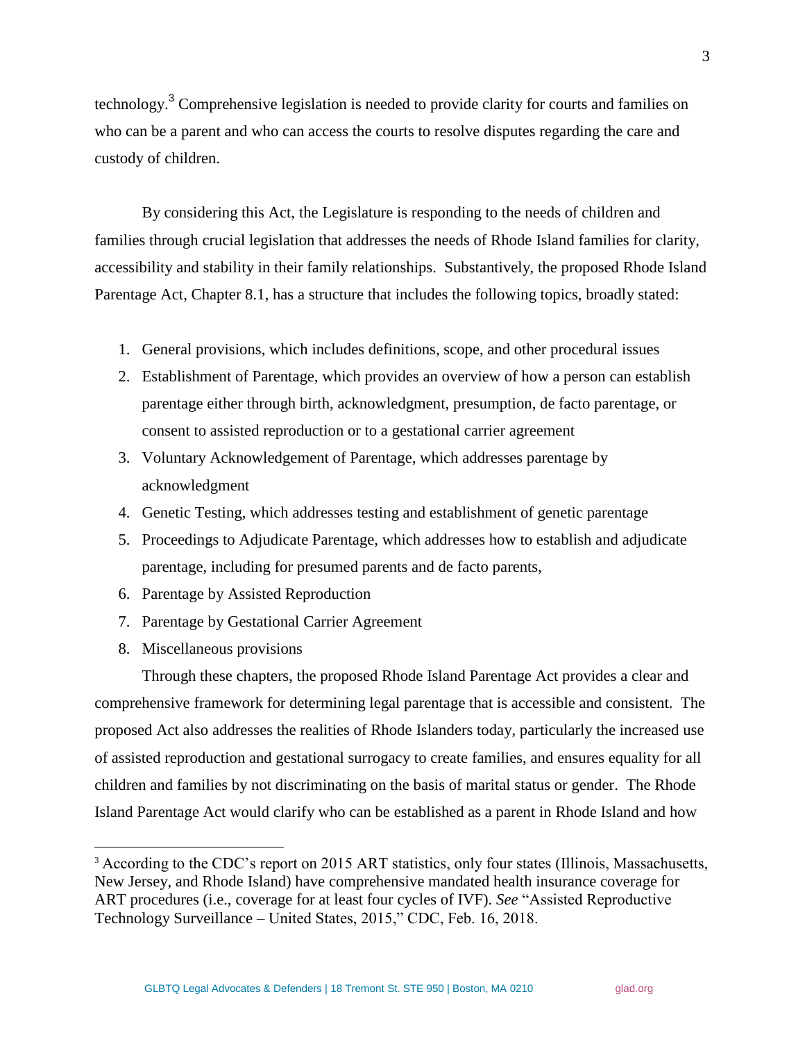technology.[3] Comprehensive legislation is needed to provide clarity for courts and families on who can be a parent and who can access the courts to resolve disputes regarding the care and custody of children.

By considering this Act, the Legislature is responding to the needs of children and families through crucial legislation that addresses the needs of Rhode Island families for clarity, accessibility and stability in their family relationships. Substantively, the proposed Rhode Island Parentage Act, Chapter 8.1, has a structure that includes the following topics, broadly stated:

1. General provisions, which includes definitions, scope, and other procedural issues
2. Establishment of Parentage, which provides an overview of how a person can establish parentage either through birth, acknowledgment, presumption, de facto parentage, or consent to assisted reproduction or to a gestational carrier agreement
3. Voluntary Acknowledgement of Parentage, which addresses parentage by acknowledgment
4. Genetic Testing, which addresses testing and establishment of genetic parentage
5. Proceedings to Adjudicate Parentage, which addresses how to establish and adjudicate parentage, including for presumed parents and de facto parents,
6. Parentage by Assisted Reproduction
7. Parentage by Gestational Carrier Agreement
8. Miscellaneous provisions

Through these chapters, the proposed Rhode Island Parentage Act provides a clear and comprehensive framework for determining legal parentage that is accessible and consistent. The proposed Act also addresses the realities of Rhode Islanders today, particularly the increased use of assisted reproduction and gestational surrogacy to create families, and ensures equality for all children and families by not discriminating on the basis of marital status or gender. The Rhode Island Parentage Act would clarify who can be established as a parent in Rhode Island and how

[3] According to the CDC's report on 2015 ART statistics, only four states (Illinois, Massachusetts, New Jersey, and Rhode Island) have comprehensive mandated health insurance coverage for ART procedures (i.e., coverage for at least four cycles of IVF). *See* "Assisted Reproductive Technology Surveillance – United States, 2015," CDC, Feb. 16, 2018.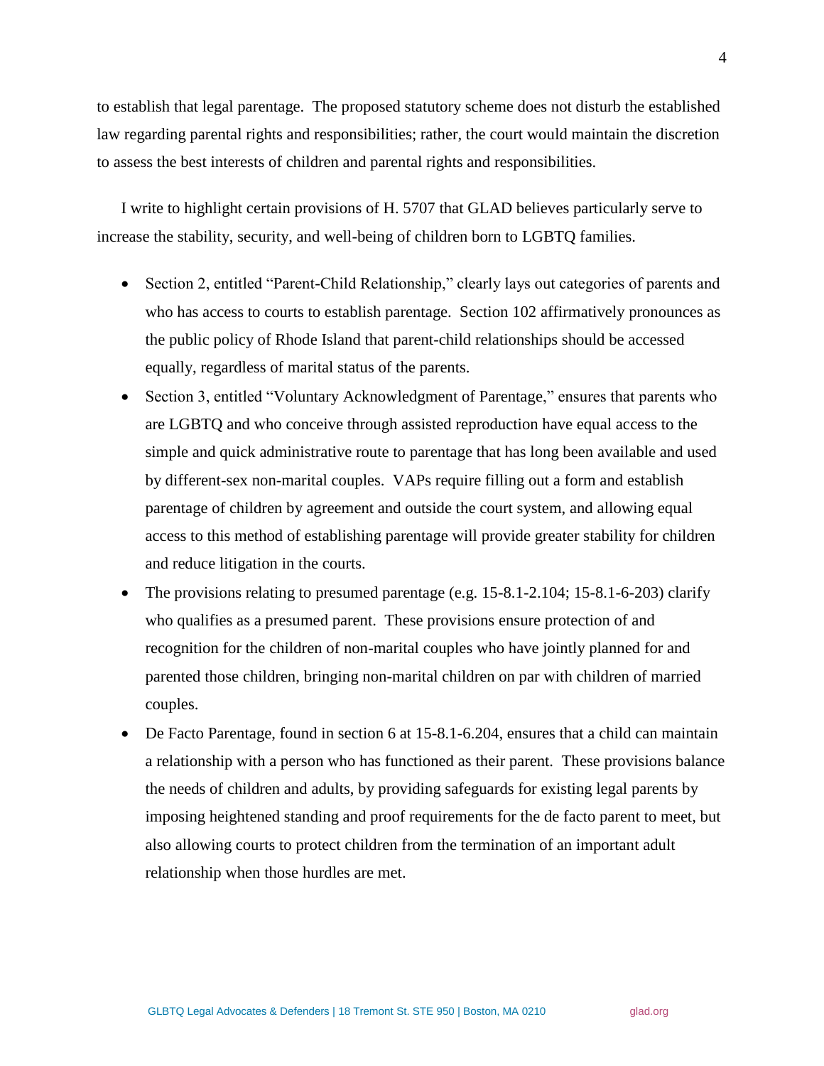to establish that legal parentage. The proposed statutory scheme does not disturb the established law regarding parental rights and responsibilities; rather, the court would maintain the discretion to assess the best interests of children and parental rights and responsibilities.

I write to highlight certain provisions of H. 5707 that GLAD believes particularly serve to increase the stability, security, and well-being of children born to LGBTQ families.

- Section 2, entitled "Parent-Child Relationship," clearly lays out categories of parents and who has access to courts to establish parentage. Section 102 affirmatively pronounces as the public policy of Rhode Island that parent-child relationships should be accessed equally, regardless of marital status of the parents.
- Section 3, entitled "Voluntary Acknowledgment of Parentage," ensures that parents who are LGBTQ and who conceive through assisted reproduction have equal access to the simple and quick administrative route to parentage that has long been available and used by different-sex non-marital couples. VAPs require filling out a form and establish parentage of children by agreement and outside the court system, and allowing equal access to this method of establishing parentage will provide greater stability for children and reduce litigation in the courts.
- The provisions relating to presumed parentage (e.g. 15-8.1-2.104; 15-8.1-6-203) clarify who qualifies as a presumed parent. These provisions ensure protection of and recognition for the children of non-marital couples who have jointly planned for and parented those children, bringing non-marital children on par with children of married couples.
- De Facto Parentage, found in section 6 at 15-8.1-6.204, ensures that a child can maintain a relationship with a person who has functioned as their parent. These provisions balance the needs of children and adults, by providing safeguards for existing legal parents by imposing heightened standing and proof requirements for the de facto parent to meet, but also allowing courts to protect children from the termination of an important adult relationship when those hurdles are met.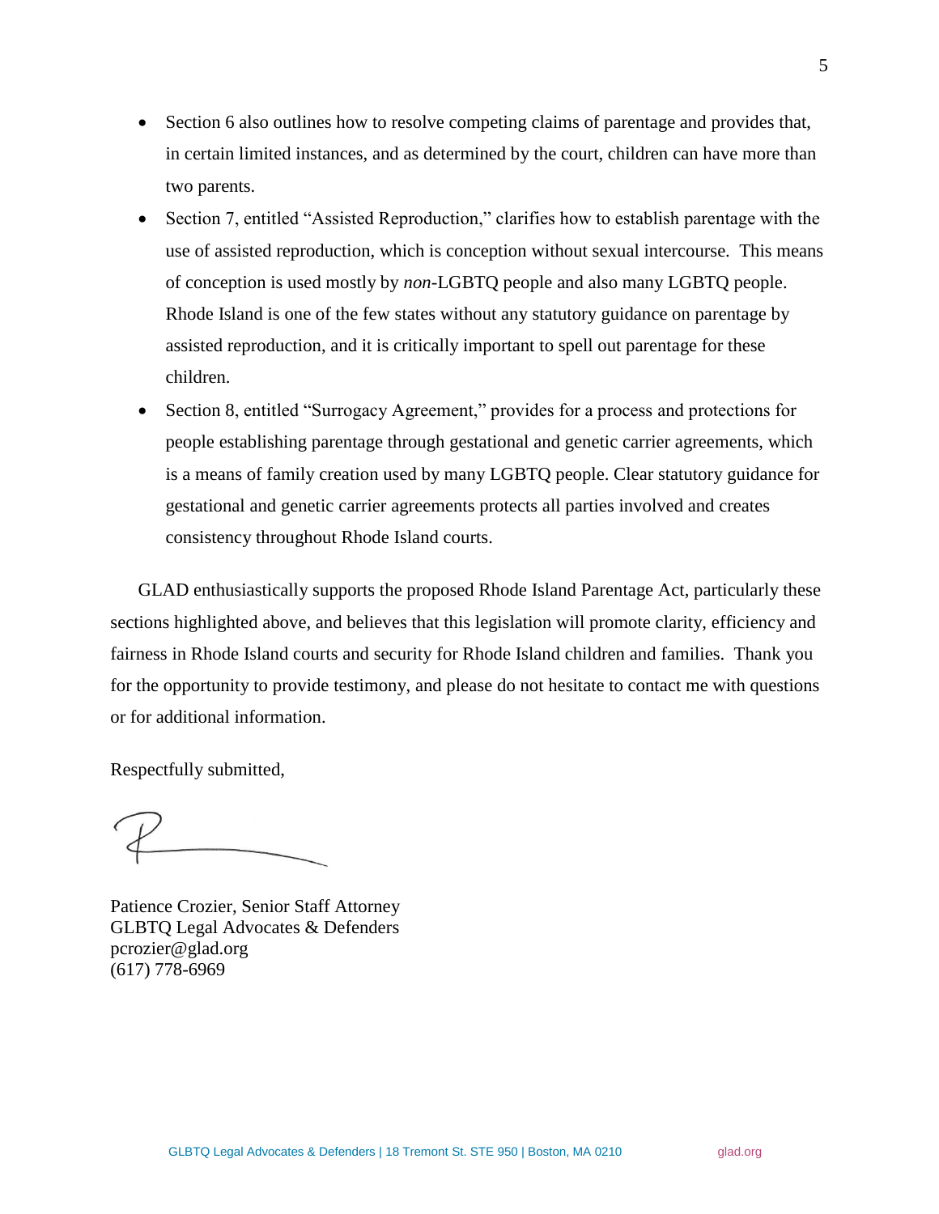- Section 6 also outlines how to resolve competing claims of parentage and provides that, in certain limited instances, and as determined by the court, children can have more than two parents.
- Section 7, entitled "Assisted Reproduction," clarifies how to establish parentage with the use of assisted reproduction, which is conception without sexual intercourse. This means of conception is used mostly by *non*-LGBTQ people and also many LGBTQ people. Rhode Island is one of the few states without any statutory guidance on parentage by assisted reproduction, and it is critically important to spell out parentage for these children.
- Section 8, entitled "Surrogacy Agreement," provides for a process and protections for people establishing parentage through gestational and genetic carrier agreements, which is a means of family creation used by many LGBTQ people. Clear statutory guidance for gestational and genetic carrier agreements protects all parties involved and creates consistency throughout Rhode Island courts.

GLAD enthusiastically supports the proposed Rhode Island Parentage Act, particularly these sections highlighted above, and believes that this legislation will promote clarity, efficiency and fairness in Rhode Island courts and security for Rhode Island children and families. Thank you for the opportunity to provide testimony, and please do not hesitate to contact me with questions or for additional information.

Respectfully submitted,

Patience Crozier, Senior Staff Attorney
GLBTQ Legal Advocates & Defenders
pcrozier@glad.org
(617) 778-6969